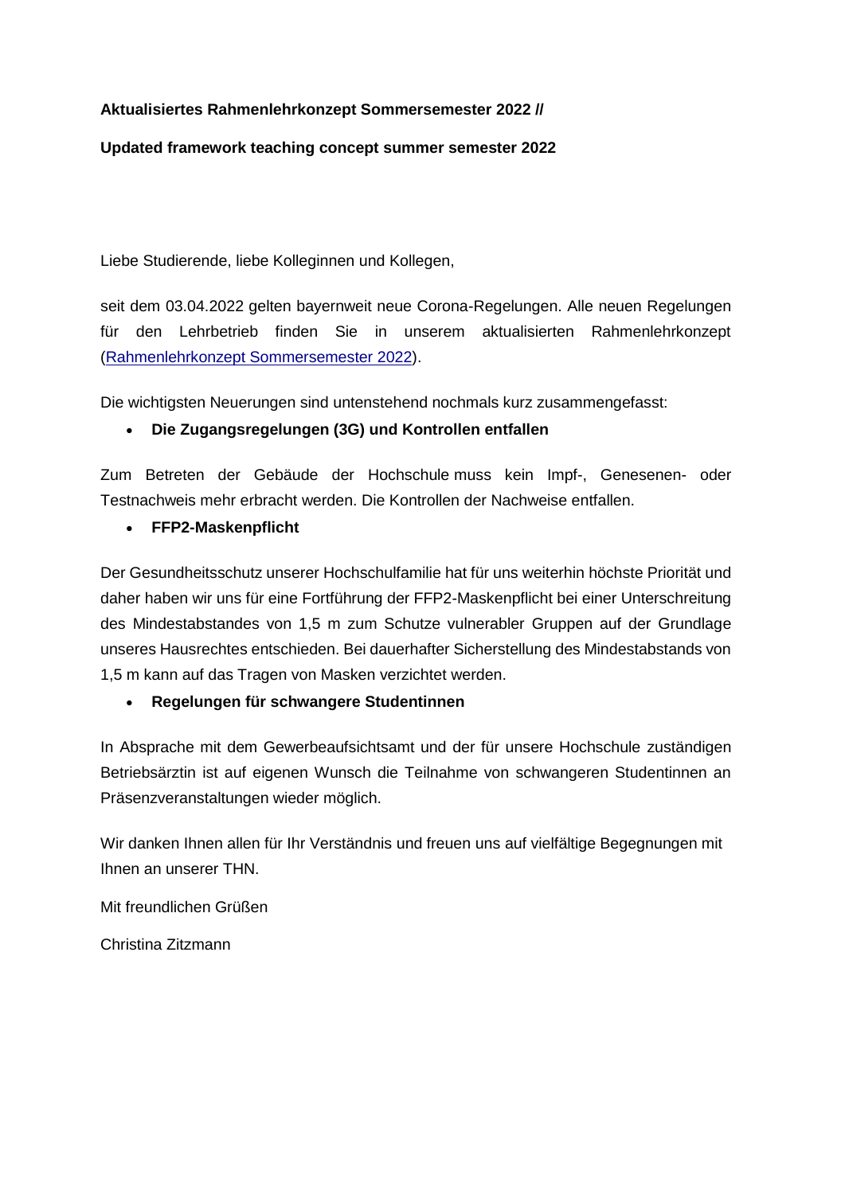**Aktualisiertes Rahmenlehrkonzept Sommersemester 2022 //**

**Updated framework teaching concept summer semester 2022**

Liebe Studierende, liebe Kolleginnen und Kollegen,

seit dem 03.04.2022 gelten bayernweit neue Corona-Regelungen. Alle neuen Regelungen für den Lehrbetrieb finden Sie in unserem aktualisierten Rahmenlehrkonzept (Rahmenlehrkonzept Sommersemester 2022).

Die wichtigsten Neuerungen sind untenstehend nochmals kurz zusammengefasst:

- **Die Zugangsregelungen (3G) und Kontrollen entfallen**

Zum Betreten der Gebäude der Hochschule muss kein Impf-, Genesenen- oder Testnachweis mehr erbracht werden. Die Kontrollen der Nachweise entfallen.

- **FFP2-Maskenpflicht**

Der Gesundheitsschutz unserer Hochschulfamilie hat für uns weiterhin höchste Priorität und daher haben wir uns für eine Fortführung der FFP2-Maskenpflicht bei einer Unterschreitung des Mindestabstandes von 1,5 m zum Schutze vulnerabler Gruppen auf der Grundlage unseres Hausrechtes entschieden. Bei dauerhafter Sicherstellung des Mindestabstands von 1,5 m kann auf das Tragen von Masken verzichtet werden.

- **Regelungen für schwangere Studentinnen**

In Absprache mit dem Gewerbeaufsichtsamt und der für unsere Hochschule zuständigen Betriebsärztin ist auf eigenen Wunsch die Teilnahme von schwangeren Studentinnen an Präsenzveranstaltungen wieder möglich.

Wir danken Ihnen allen für Ihr Verständnis und freuen uns auf vielfältige Begegnungen mit Ihnen an unserer THN.

Mit freundlichen Grüßen

Christina Zitzmann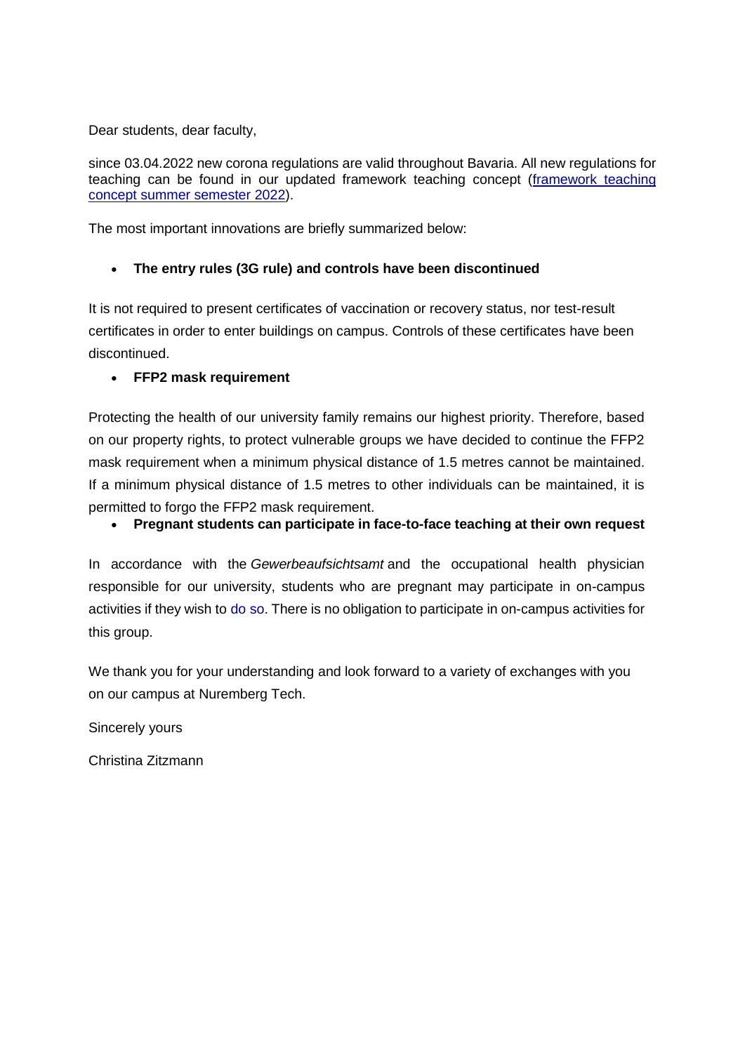Dear students, dear faculty,

since 03.04.2022 new corona regulations are valid throughout Bavaria. All new regulations for teaching can be found in our updated framework teaching concept (framework teaching concept summer semester 2022).

The most important innovations are briefly summarized below:

- **The entry rules (3G rule) and controls have been discontinued**

It is not required to present certificates of vaccination or recovery status, nor test-result certificates in order to enter buildings on campus. Controls of these certificates have been discontinued.

- **FFP2 mask requirement**

Protecting the health of our university family remains our highest priority. Therefore, based on our property rights, to protect vulnerable groups we have decided to continue the FFP2 mask requirement when a minimum physical distance of 1.5 metres cannot be maintained. If a minimum physical distance of 1.5 metres to other individuals can be maintained, it is permitted to forgo the FFP2 mask requirement.

- **Pregnant students can participate in face-to-face teaching at their own request**

In accordance with the *Gewerbeaufsichtsamt* and the occupational health physician responsible for our university, students who are pregnant may participate in on-campus activities if they wish to do so. There is no obligation to participate in on-campus activities for this group.

We thank you for your understanding and look forward to a variety of exchanges with you on our campus at Nuremberg Tech.

Sincerely yours

Christina Zitzmann